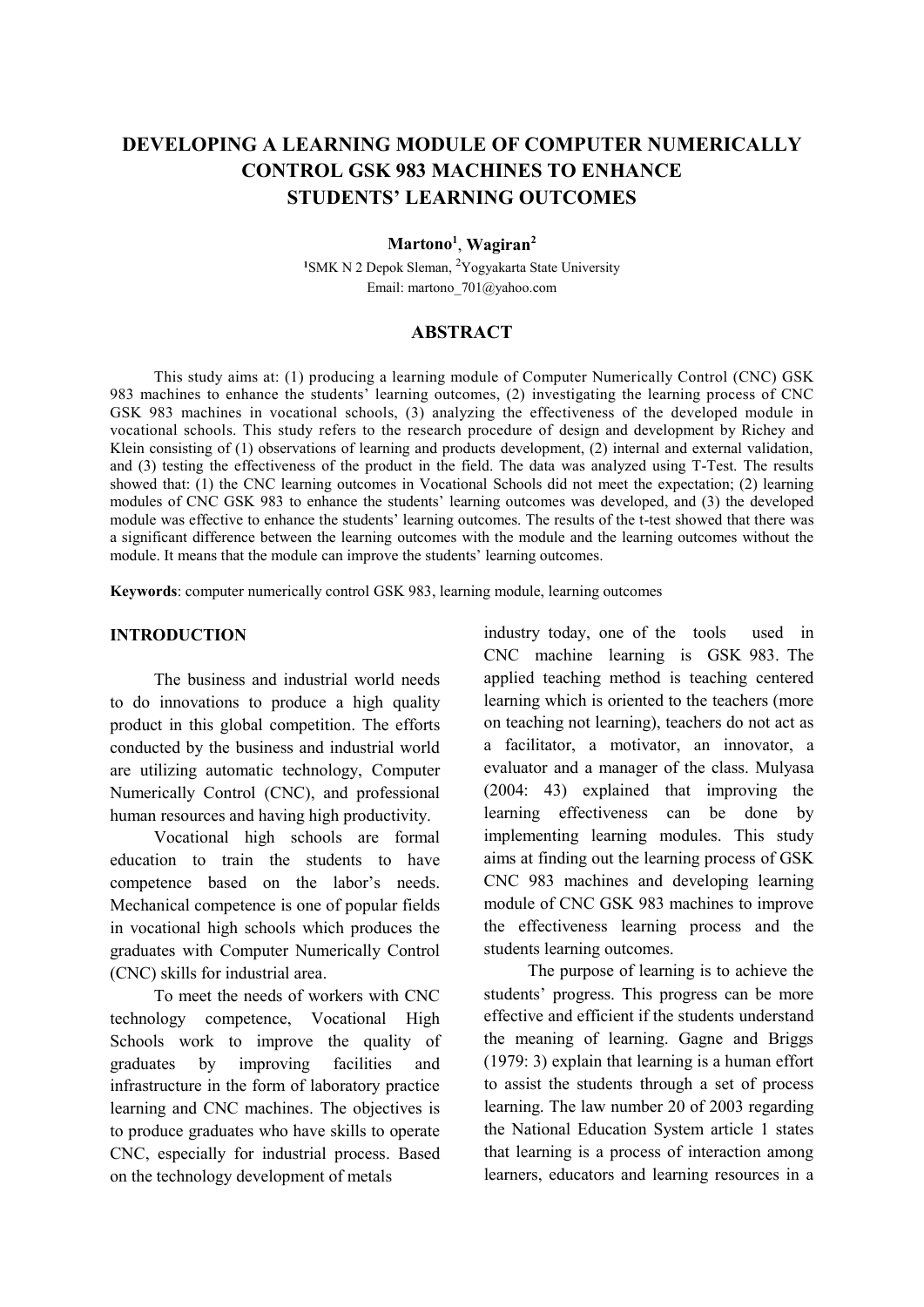# DEVELOPING A LEARNING MODULE OF COMPUTER NUMERICALLY CONTROL GSK 983 MACHINES TO ENHANCE STUDENTS' LEARNING OUTCOMES

**Martono**[1], **Wagiran**[2]

[1]SMK N 2 Depok Sleman, [2]Yogyakarta State University
Email: martono_701@yahoo.com

## ABSTRACT

This study aims at: (1) producing a learning module of Computer Numerically Control (CNC) GSK 983 machines to enhance the students' learning outcomes, (2) investigating the learning process of CNC GSK 983 machines in vocational schools, (3) analyzing the effectiveness of the developed module in vocational schools. This study refers to the research procedure of design and development by Richey and Klein consisting of (1) observations of learning and products development, (2) internal and external validation, and (3) testing the effectiveness of the product in the field. The data was analyzed using T-Test. The results showed that: (1) the CNC learning outcomes in Vocational Schools did not meet the expectation; (2) learning modules of CNC GSK 983 to enhance the students' learning outcomes was developed, and (3) the developed module was effective to enhance the students' learning outcomes. The results of the t-test showed that there was a significant difference between the learning outcomes with the module and the learning outcomes without the module. It means that the module can improve the students' learning outcomes.

**Keywords**: computer numerically control GSK 983, learning module, learning outcomes

## INTRODUCTION

The business and industrial world needs to do innovations to produce a high quality product in this global competition. The efforts conducted by the business and industrial world are utilizing automatic technology, Computer Numerically Control (CNC), and professional human resources and having high productivity.

Vocational high schools are formal education to train the students to have competence based on the labor's needs. Mechanical competence is one of popular fields in vocational high schools which produces the graduates with Computer Numerically Control (CNC) skills for industrial area.

To meet the needs of workers with CNC technology competence, Vocational High Schools work to improve the quality of graduates by improving facilities and infrastructure in the form of laboratory practice learning and CNC machines. The objectives is to produce graduates who have skills to operate CNC, especially for industrial process. Based on the technology development of metals industry today, one of the tools used in CNC machine learning is GSK 983. The applied teaching method is teaching centered learning which is oriented to the teachers (more on teaching not learning), teachers do not act as a facilitator, a motivator, an innovator, a evaluator and a manager of the class. Mulyasa (2004: 43) explained that improving the learning effectiveness can be done by implementing learning modules. This study aims at finding out the learning process of GSK CNC 983 machines and developing learning module of CNC GSK 983 machines to improve the effectiveness learning process and the students learning outcomes.

The purpose of learning is to achieve the students' progress. This progress can be more effective and efficient if the students understand the meaning of learning. Gagne and Briggs (1979: 3) explain that learning is a human effort to assist the students through a set of process learning. The law number 20 of 2003 regarding the National Education System article 1 states that learning is a process of interaction among learners, educators and learning resources in a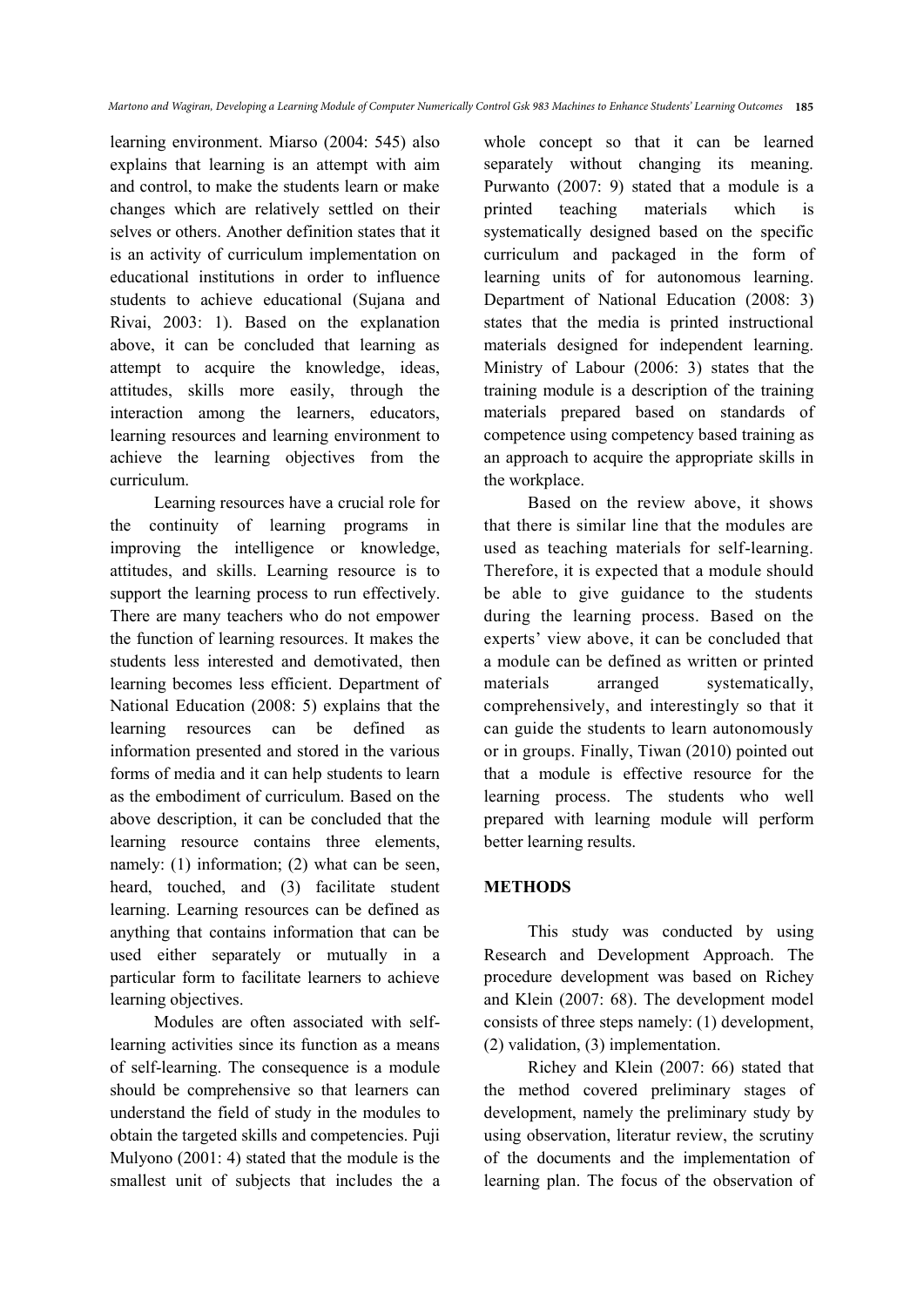learning environment. Miarso (2004: 545) also explains that learning is an attempt with aim and control, to make the students learn or make changes which are relatively settled on their selves or others. Another definition states that it is an activity of curriculum implementation on educational institutions in order to influence students to achieve educational (Sujana and Rivai, 2003: 1). Based on the explanation above, it can be concluded that learning as attempt to acquire the knowledge, ideas, attitudes, skills more easily, through the interaction among the learners, educators, learning resources and learning environment to achieve the learning objectives from the curriculum.

Learning resources have a crucial role for the continuity of learning programs in improving the intelligence or knowledge, attitudes, and skills. Learning resource is to support the learning process to run effectively. There are many teachers who do not empower the function of learning resources. It makes the students less interested and demotivated, then learning becomes less efficient. Department of National Education (2008: 5) explains that the learning resources can be defined as information presented and stored in the various forms of media and it can help students to learn as the embodiment of curriculum. Based on the above description, it can be concluded that the learning resource contains three elements, namely: (1) information; (2) what can be seen, heard, touched, and (3) facilitate student learning. Learning resources can be defined as anything that contains information that can be used either separately or mutually in a particular form to facilitate learners to achieve learning objectives.

Modules are often associated with self-learning activities since its function as a means of self-learning. The consequence is a module should be comprehensive so that learners can understand the field of study in the modules to obtain the targeted skills and competencies. Puji Mulyono (2001: 4) stated that the module is the smallest unit of subjects that includes the a whole concept so that it can be learned separately without changing its meaning. Purwanto (2007: 9) stated that a module is a printed teaching materials which is systematically designed based on the specific curriculum and packaged in the form of learning units of for autonomous learning. Department of National Education (2008: 3) states that the media is printed instructional materials designed for independent learning. Ministry of Labour (2006: 3) states that the training module is a description of the training materials prepared based on standards of competence using competency based training as an approach to acquire the appropriate skills in the workplace.

Based on the review above, it shows that there is similar line that the modules are used as teaching materials for self-learning. Therefore, it is expected that a module should be able to give guidance to the students during the learning process. Based on the experts' view above, it can be concluded that a module can be defined as written or printed materials arranged systematically, comprehensively, and interestingly so that it can guide the students to learn autonomously or in groups. Finally, Tiwan (2010) pointed out that a module is effective resource for the learning process. The students who well prepared with learning module will perform better learning results.

## METHODS

This study was conducted by using Research and Development Approach. The procedure development was based on Richey and Klein (2007: 68). The development model consists of three steps namely: (1) development, (2) validation, (3) implementation.

Richey and Klein (2007: 66) stated that the method covered preliminary stages of development, namely the preliminary study by using observation, literatur review, the scrutiny of the documents and the implementation of learning plan. The focus of the observation of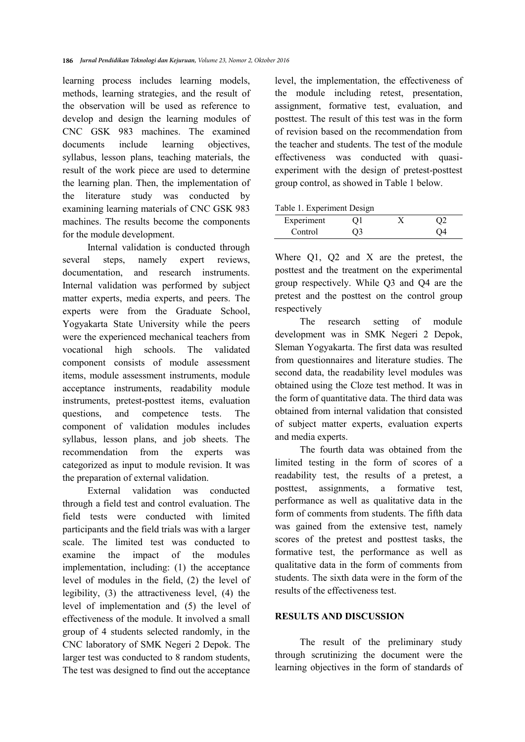learning process includes learning models, methods, learning strategies, and the result of the observation will be used as reference to develop and design the learning modules of CNC GSK 983 machines. The examined documents include learning objectives, syllabus, lesson plans, teaching materials, the result of the work piece are used to determine the learning plan. Then, the implementation of the literature study was conducted by examining learning materials of CNC GSK 983 machines. The results become the components for the module development.

Internal validation is conducted through several steps, namely expert reviews, documentation, and research instruments. Internal validation was performed by subject matter experts, media experts, and peers. The experts were from the Graduate School, Yogyakarta State University while the peers were the experienced mechanical teachers from vocational high schools. The validated component consists of module assessment items, module assessment instruments, module acceptance instruments, readability module instruments, pretest-posttest items, evaluation questions, and competence tests. The component of validation modules includes syllabus, lesson plans, and job sheets. The recommendation from the experts was categorized as input to module revision. It was the preparation of external validation.

External validation was conducted through a field test and control evaluation. The field tests were conducted with limited participants and the field trials was with a larger scale. The limited test was conducted to examine the impact of the modules implementation, including: (1) the acceptance level of modules in the field, (2) the level of legibility, (3) the attractiveness level, (4) the level of implementation and (5) the level of effectiveness of the module. It involved a small group of 4 students selected randomly, in the CNC laboratory of SMK Negeri 2 Depok. The larger test was conducted to 8 random students, The test was designed to find out the acceptance level, the implementation, the effectiveness of the module including retest, presentation, assignment, formative test, evaluation, and posttest. The result of this test was in the form of revision based on the recommendation from the teacher and students. The test of the module effectiveness was conducted with quasi-experiment with the design of pretest-posttest group control, as showed in Table 1 below.

Table 1. Experiment Design

| | | | |
|---|---|---|---|
| Experiment | Q1 | X | Q2 |
| Control | Q3 | | Q4 |

Where Q1, Q2 and X are the pretest, the posttest and the treatment on the experimental group respectively. While Q3 and Q4 are the pretest and the posttest on the control group respectively

The research setting of module development was in SMK Negeri 2 Depok, Sleman Yogyakarta. The first data was resulted from questionnaires and literature studies. The second data, the readability level modules was obtained using the Cloze test method. It was in the form of quantitative data. The third data was obtained from internal validation that consisted of subject matter experts, evaluation experts and media experts.

The fourth data was obtained from the limited testing in the form of scores of a readability test, the results of a pretest, a posttest, assignments, a formative test, performance as well as qualitative data in the form of comments from students. The fifth data was gained from the extensive test, namely scores of the pretest and posttest tasks, the formative test, the performance as well as qualitative data in the form of comments from students. The sixth data were in the form of the results of the effectiveness test.

## RESULTS AND DISCUSSION

The result of the preliminary study through scrutinizing the document were the learning objectives in the form of standards of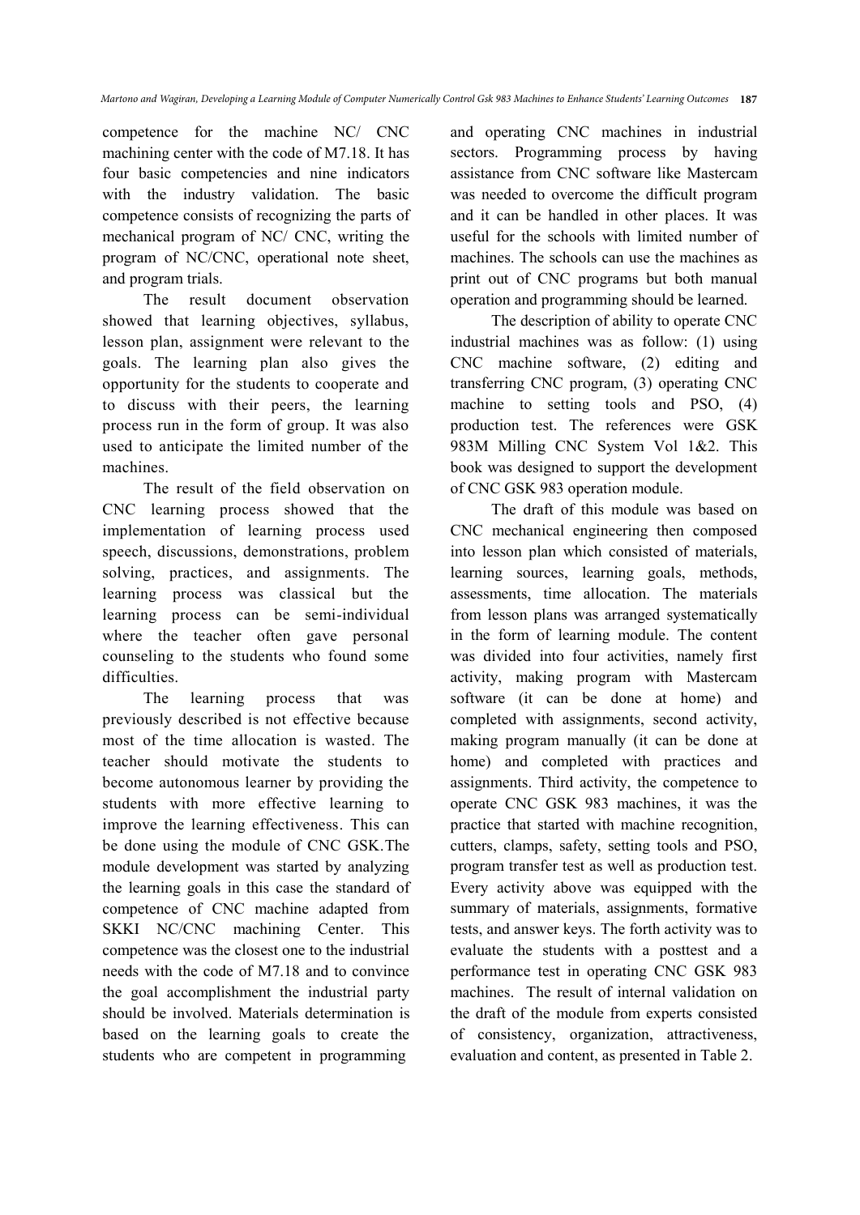competence for the machine NC/ CNC machining center with the code of M7.18. It has four basic competencies and nine indicators with the industry validation. The basic competence consists of recognizing the parts of mechanical program of NC/ CNC, writing the program of NC/CNC, operational note sheet, and program trials.

The result document observation showed that learning objectives, syllabus, lesson plan, assignment were relevant to the goals. The learning plan also gives the opportunity for the students to cooperate and to discuss with their peers, the learning process run in the form of group. It was also used to anticipate the limited number of the machines.

The result of the field observation on CNC learning process showed that the implementation of learning process used speech, discussions, demonstrations, problem solving, practices, and assignments. The learning process was classical but the learning process can be semi-individual where the teacher often gave personal counseling to the students who found some difficulties.

The learning process that was previously described is not effective because most of the time allocation is wasted. The teacher should motivate the students to become autonomous learner by providing the students with more effective learning to improve the learning effectiveness. This can be done using the module of CNC GSK.The module development was started by analyzing the learning goals in this case the standard of competence of CNC machine adapted from SKKI NC/CNC machining Center. This competence was the closest one to the industrial needs with the code of M7.18 and to convince the goal accomplishment the industrial party should be involved. Materials determination is based on the learning goals to create the students who are competent in programming and operating CNC machines in industrial sectors. Programming process by having assistance from CNC software like Mastercam was needed to overcome the difficult program and it can be handled in other places. It was useful for the schools with limited number of machines. The schools can use the machines as print out of CNC programs but both manual operation and programming should be learned.

The description of ability to operate CNC industrial machines was as follow: (1) using CNC machine software, (2) editing and transferring CNC program, (3) operating CNC machine to setting tools and PSO, (4) production test. The references were GSK 983M Milling CNC System Vol 1&2. This book was designed to support the development of CNC GSK 983 operation module.

The draft of this module was based on CNC mechanical engineering then composed into lesson plan which consisted of materials, learning sources, learning goals, methods, assessments, time allocation. The materials from lesson plans was arranged systematically in the form of learning module. The content was divided into four activities, namely first activity, making program with Mastercam software (it can be done at home) and completed with assignments, second activity, making program manually (it can be done at home) and completed with practices and assignments. Third activity, the competence to operate CNC GSK 983 machines, it was the practice that started with machine recognition, cutters, clamps, safety, setting tools and PSO, program transfer test as well as production test. Every activity above was equipped with the summary of materials, assignments, formative tests, and answer keys. The forth activity was to evaluate the students with a posttest and a performance test in operating CNC GSK 983 machines. The result of internal validation on the draft of the module from experts consisted of consistency, organization, attractiveness, evaluation and content, as presented in Table 2.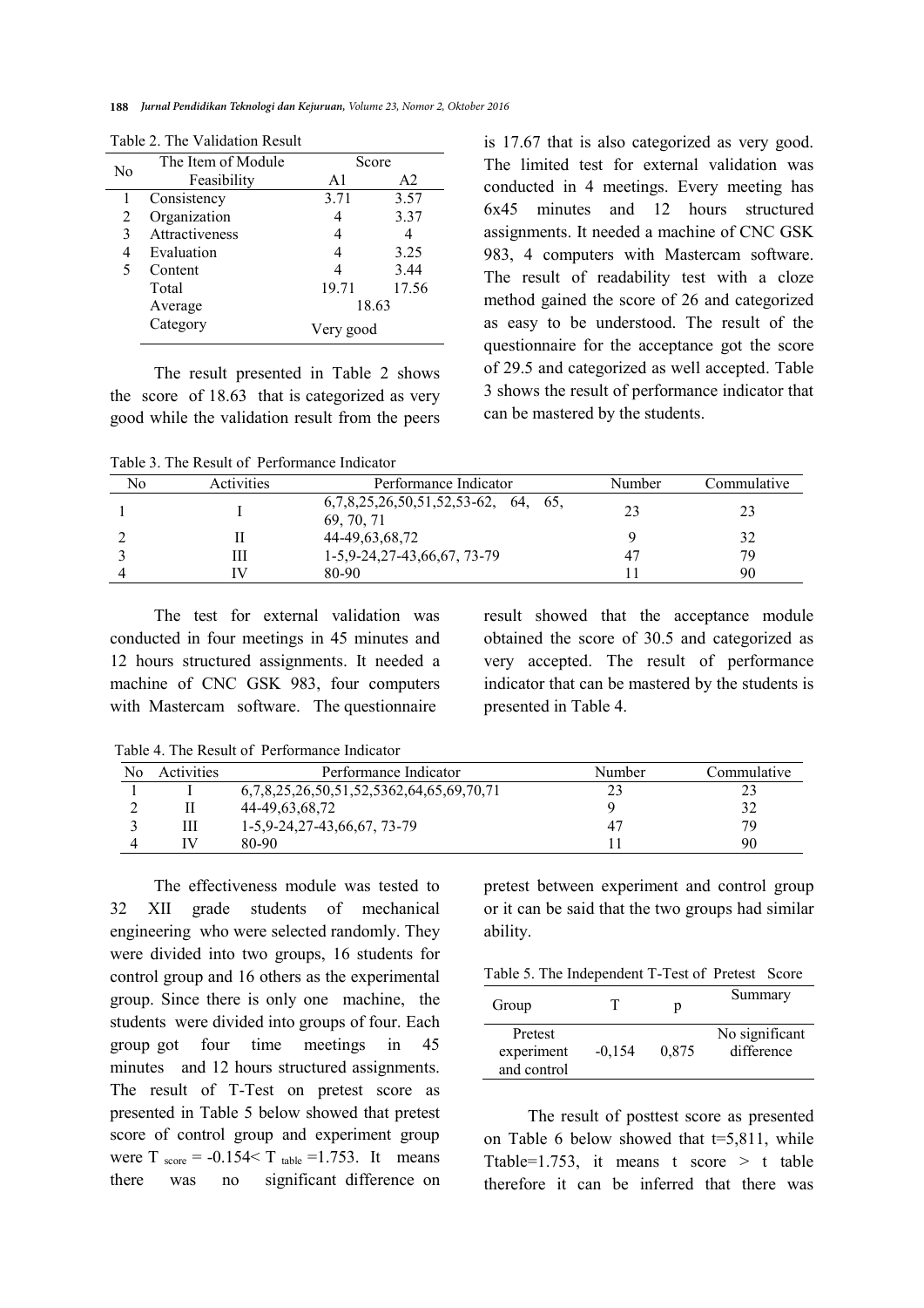Table 2. The Validation Result

| No | The Item of Module Feasibility | Score | |
|---|---|---|---|
| | | A1 | A2 |
| 1 | Consistency | 3.71 | 3.57 |
| 2 | Organization | 4 | 3.37 |
| 3 | Attractiveness | 4 | 4 |
| 4 | Evaluation | 4 | 3.25 |
| 5 | Content | 4 | 3.44 |
| | Total | 19.71 | 17.56 |
| | Average | 18.63 | |
| | Category | Very good | |

The result presented in Table 2 shows the score of 18.63 that is categorized as very good while the validation result from the peers is 17.67 that is also categorized as very good. The limited test for external validation was conducted in 4 meetings. Every meeting has 6x45 minutes and 12 hours structured assignments. It needed a machine of CNC GSK 983, 4 computers with Mastercam software. The result of readability test with a cloze method gained the score of 26 and categorized as easy to be understood. The result of the questionnaire for the acceptance got the score of 29.5 and categorized as well accepted. Table 3 shows the result of performance indicator that can be mastered by the students.

Table 3. The Result of Performance Indicator

| No | Activities | Performance Indicator | Number | Commulative |
|---|---|---|---|---|
| 1 | I | 6,7,8,25,26,50,51,52,53-62, 64, 65, 69, 70, 71 | 23 | 23 |
| 2 | II | 44-49,63,68,72 | 9 | 32 |
| 3 | III | 1-5,9-24,27-43,66,67, 73-79 | 47 | 79 |
| 4 | IV | 80-90 | 11 | 90 |

The test for external validation was conducted in four meetings in 45 minutes and 12 hours structured assignments. It needed a machine of CNC GSK 983, four computers with Mastercam software. The questionnaire result showed that the acceptance module obtained the score of 30.5 and categorized as very accepted. The result of performance indicator that can be mastered by the students is presented in Table 4.

Table 4. The Result of Performance Indicator

| No | Activities | Performance Indicator | Number | Commulative |
|---|---|---|---|---|
| 1 | I | 6,7,8,25,26,50,51,52,5362,64,65,69,70,71 | 23 | 23 |
| 2 | II | 44-49,63,68,72 | 9 | 32 |
| 3 | III | 1-5,9-24,27-43,66,67, 73-79 | 47 | 79 |
| 4 | IV | 80-90 | 11 | 90 |

The effectiveness module was tested to 32 XII grade students of mechanical engineering who were selected randomly. They were divided into two groups, 16 students for control group and 16 others as the experimental group. Since there is only one machine, the students were divided into groups of four. Each group got four time meetings in 45 minutes and 12 hours structured assignments. The result of T-Test on pretest score as presented in Table 5 below showed that pretest score of control group and experiment group were $T_{score}$ = -0.154< $T_{table}$ =1.753. It means there was no significant difference on pretest between experiment and control group or it can be said that the two groups had similar ability.

Table 5. The Independent T-Test of Pretest Score

| Group | T | p | Summary |
|---|---|---|---|
| Pretest experiment and control | -0,154 | 0,875 | No significant difference |

The result of posttest score as presented on Table 6 below showed that t=5,811, while Ttable=1.753, it means t score > t table therefore it can be inferred that there was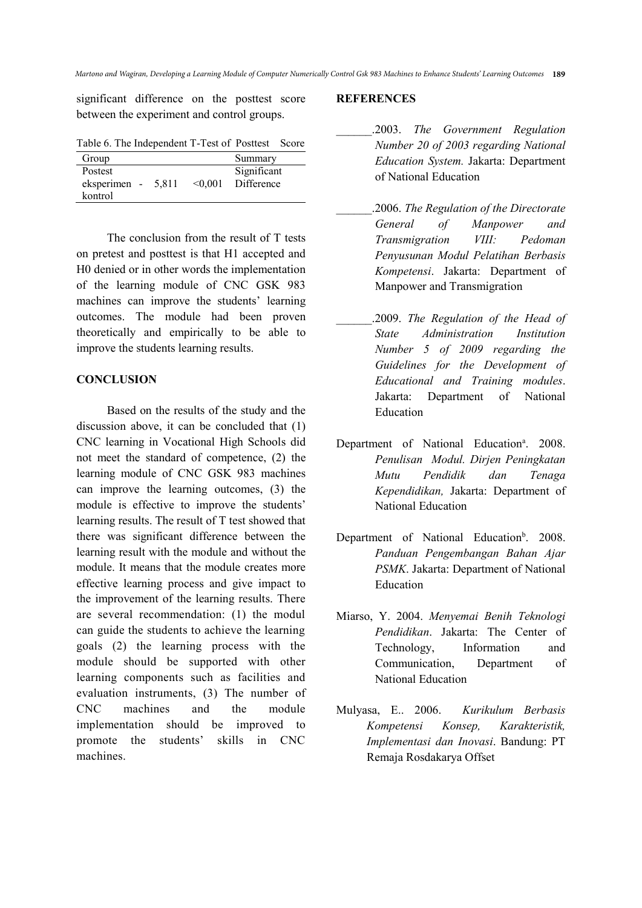significant difference on the posttest score between the experiment and control groups.

Table 6. The Independent T-Test of Posttest Score

| Group | | | Summary |
|---|---|---|---|
| Postest eksperimen - kontrol | 5,811 | <0,001 | Significant Difference |

The conclusion from the result of T tests on pretest and posttest is that H1 accepted and H0 denied or in other words the implementation of the learning module of CNC GSK 983 machines can improve the students' learning outcomes. The module had been proven theoretically and empirically to be able to improve the students learning results.

## CONCLUSION

Based on the results of the study and the discussion above, it can be concluded that (1) CNC learning in Vocational High Schools did not meet the standard of competence, (2) the learning module of CNC GSK 983 machines can improve the learning outcomes, (3) the module is effective to improve the students' learning results. The result of T test showed that there was significant difference between the learning result with the module and without the module. It means that the module creates more effective learning process and give impact to the improvement of the learning results. There are several recommendation: (1) the modul can guide the students to achieve the learning goals (2) the learning process with the module should be supported with other learning components such as facilities and evaluation instruments, (3) The number of CNC machines and the module implementation should be improved to promote the students' skills in CNC machines.

## REFERENCES

______.2003. *The Government Regulation Number 20 of 2003 regarding National Education System.* Jakarta: Department of National Education

______.2006. *The Regulation of the Directorate General of Manpower and Transmigration VIII: Pedoman Penyusunan Modul Pelatihan Berbasis Kompetensi*. Jakarta: Department of Manpower and Transmigration

______.2009. *The Regulation of the Head of State Administration Institution Number 5 of 2009 regarding the Guidelines for the Development of Educational and Training modules*. Jakarta: Department of National Education

Department of National Education[a]. 2008. *Penulisan Modul. Dirjen Peningkatan Mutu Pendidik dan Tenaga Kependidikan,* Jakarta: Department of National Education

Department of National Education[b]. 2008. *Panduan Pengembangan Bahan Ajar PSMK*. Jakarta: Department of National Education

Miarso, Y. 2004. *Menyemai Benih Teknologi Pendidikan*. Jakarta: The Center of Technology, Information and Communication, Department of National Education

Mulyasa, E.. 2006. *Kurikulum Berbasis Kompetensi Konsep, Karakteristik, Implementasi dan Inovasi*. Bandung: PT Remaja Rosdakarya Offset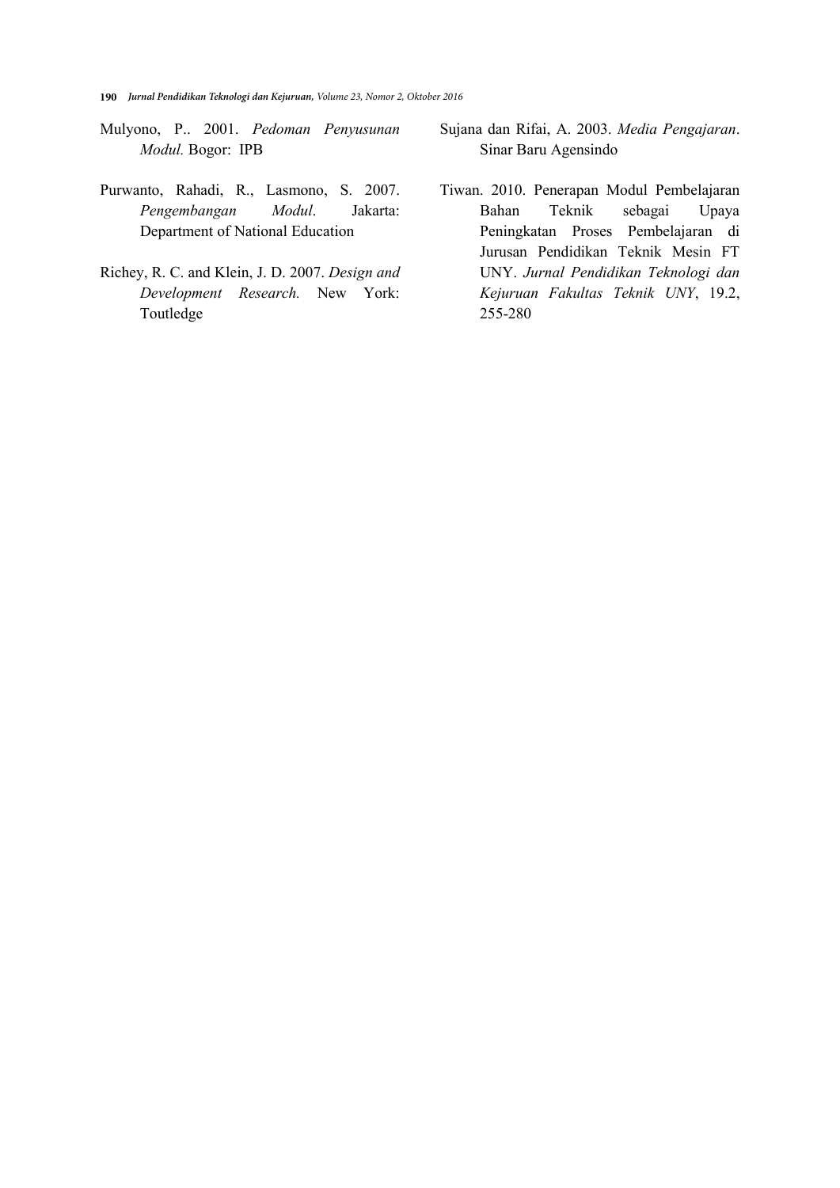Mulyono, P.. 2001. *Pedoman Penyusunan Modul.* Bogor: IPB

Purwanto, Rahadi, R., Lasmono, S. 2007. *Pengembangan Modul*. Jakarta: Department of National Education

Richey, R. C. and Klein, J. D. 2007. *Design and Development Research.* New York: Toutledge

Sujana dan Rifai, A. 2003. *Media Pengajaran*. Sinar Baru Agensindo

Tiwan. 2010. Penerapan Modul Pembelajaran Bahan Teknik sebagai Upaya Peningkatan Proses Pembelajaran di Jurusan Pendidikan Teknik Mesin FT UNY. *Jurnal Pendidikan Teknologi dan Kejuruan Fakultas Teknik UNY*, 19.2, 255-280